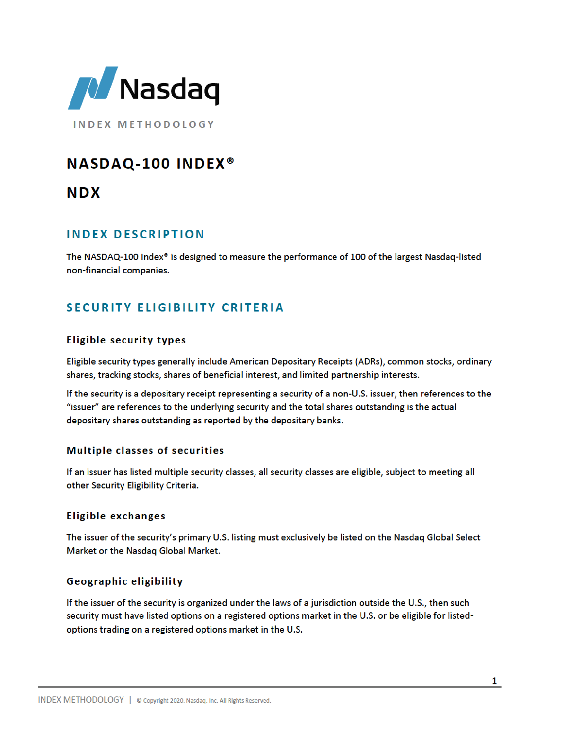Nasdaq

INDEX METHODOLOGY

# NASDAQ-100 INDEX®

# NDX

## INDEX DESCRIPTION

The NASDAQ-100 Index® is designed to measure the performance of 100 of the largest Nasdaq-listed non-financial companies.

## SECURITY ELIGIBILITY CRITERIA

### Eligible security types

Eligible security types generally include American Depositary Receipts (ADRs), common stocks, ordinary shares, tracking stocks, shares of beneficial interest, and limited partnership interests.

If the security is a depositary receipt representing a security of a non-U.S. issuer, then references to the "issuer" are references to the underlying security and the total shares outstanding is the actual depositary shares outstanding as reported by the depositary banks.

### Multiple classes of securities

If an issuer has listed multiple security classes, all security classes are eligible, subject to meeting all other Security Eligibility Criteria.

### Eligible exchanges

The issuer of the security's primary U.S. listing must exclusively be listed on the Nasdaq Global Select Market or the Nasdaq Global Market.

### Geographic eligibility

If the issuer of the security is organized under the laws of a jurisdiction outside the U.S., then such security must have listed options on a registered options market in the U.S. or be eligible for listed-options trading on a registered options market in the U.S.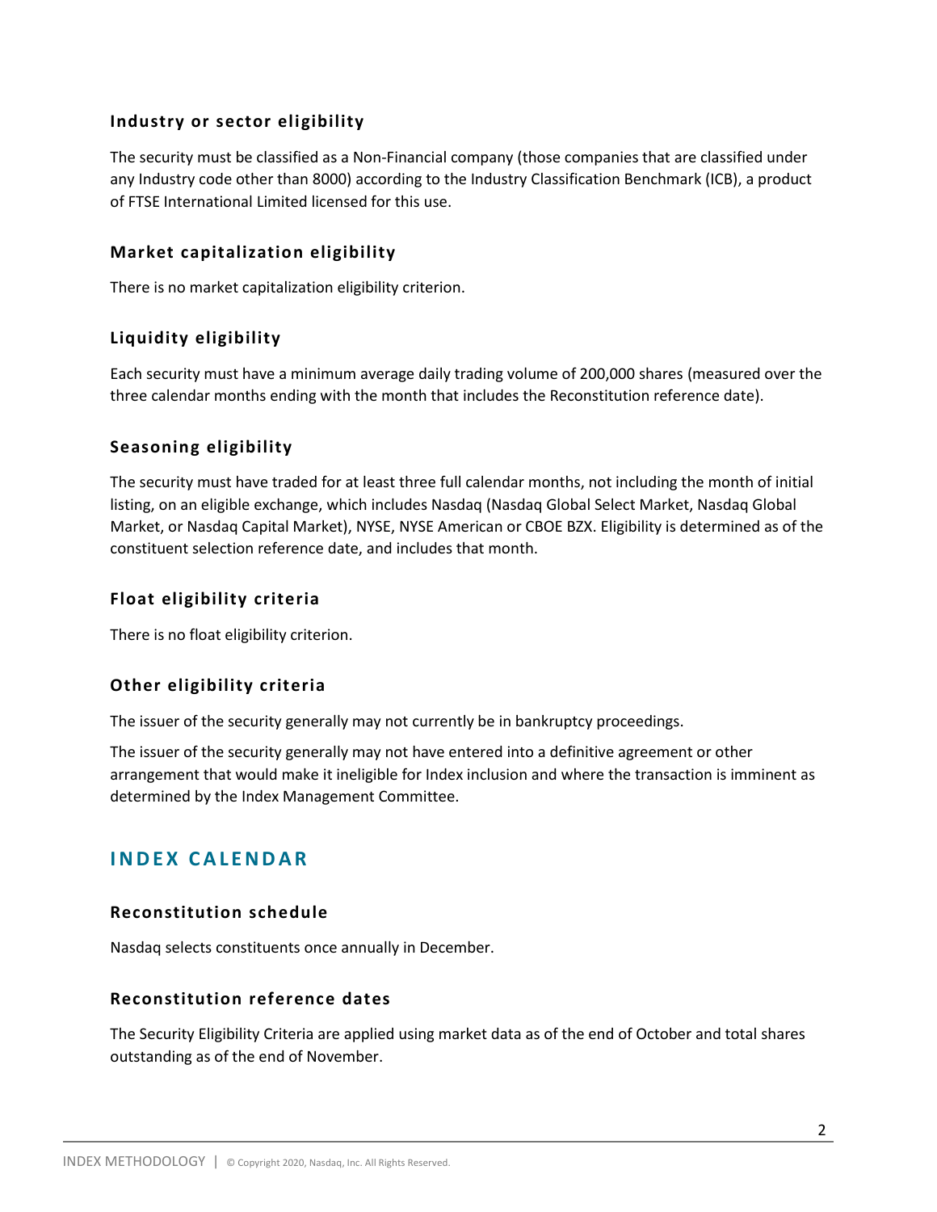### Industry or sector eligibility

The security must be classified as a Non-Financial company (those companies that are classified under any Industry code other than 8000) according to the Industry Classification Benchmark (ICB), a product of FTSE International Limited licensed for this use.

### Market capitalization eligibility

There is no market capitalization eligibility criterion.

### Liquidity eligibility

Each security must have a minimum average daily trading volume of 200,000 shares (measured over the three calendar months ending with the month that includes the Reconstitution reference date).

### Seasoning eligibility

The security must have traded for at least three full calendar months, not including the month of initial listing, on an eligible exchange, which includes Nasdaq (Nasdaq Global Select Market, Nasdaq Global Market, or Nasdaq Capital Market), NYSE, NYSE American or CBOE BZX. Eligibility is determined as of the constituent selection reference date, and includes that month.

### Float eligibility criteria

There is no float eligibility criterion.

### Other eligibility criteria

The issuer of the security generally may not currently be in bankruptcy proceedings.

The issuer of the security generally may not have entered into a definitive agreement or other arrangement that would make it ineligible for Index inclusion and where the transaction is imminent as determined by the Index Management Committee.

## INDEX CALENDAR

### Reconstitution schedule

Nasdaq selects constituents once annually in December.

### Reconstitution reference dates

The Security Eligibility Criteria are applied using market data as of the end of October and total shares outstanding as of the end of November.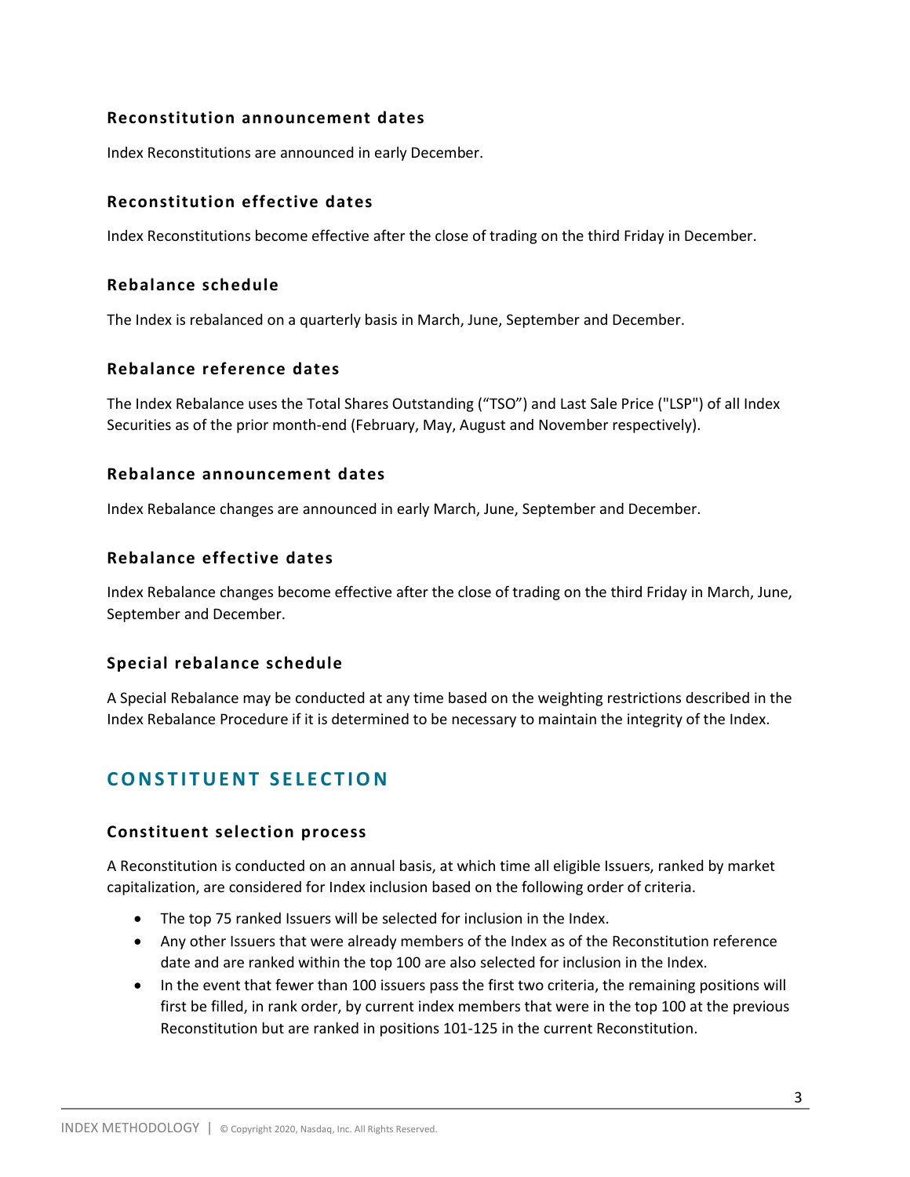### Reconstitution announcement dates

Index Reconstitutions are announced in early December.

### Reconstitution effective dates

Index Reconstitutions become effective after the close of trading on the third Friday in December.

### Rebalance schedule

The Index is rebalanced on a quarterly basis in March, June, September and December.

### Rebalance reference dates

The Index Rebalance uses the Total Shares Outstanding ("TSO") and Last Sale Price ("LSP") of all Index Securities as of the prior month-end (February, May, August and November respectively).

### Rebalance announcement dates

Index Rebalance changes are announced in early March, June, September and December.

### Rebalance effective dates

Index Rebalance changes become effective after the close of trading on the third Friday in March, June, September and December.

### Special rebalance schedule

A Special Rebalance may be conducted at any time based on the weighting restrictions described in the Index Rebalance Procedure if it is determined to be necessary to maintain the integrity of the Index.

## CONSTITUENT SELECTION

### Constituent selection process

A Reconstitution is conducted on an annual basis, at which time all eligible Issuers, ranked by market capitalization, are considered for Index inclusion based on the following order of criteria.

- The top 75 ranked Issuers will be selected for inclusion in the Index.
- Any other Issuers that were already members of the Index as of the Reconstitution reference date and are ranked within the top 100 are also selected for inclusion in the Index.
- In the event that fewer than 100 issuers pass the first two criteria, the remaining positions will first be filled, in rank order, by current index members that were in the top 100 at the previous Reconstitution but are ranked in positions 101-125 in the current Reconstitution.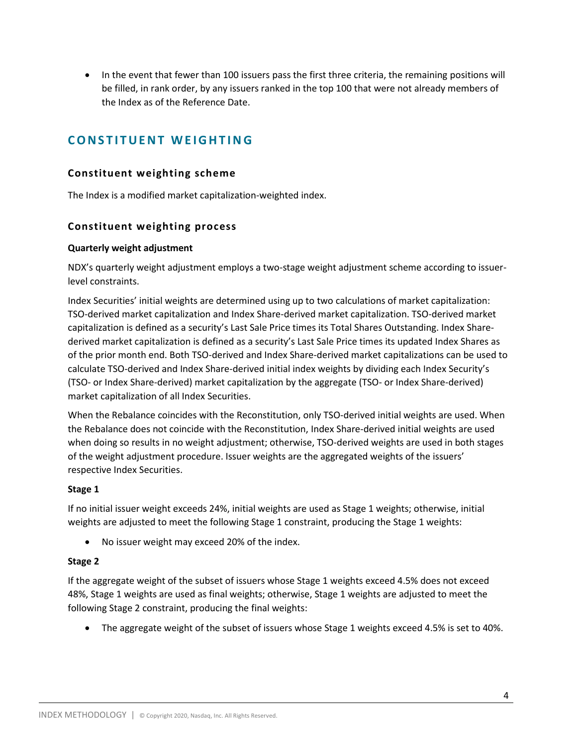- In the event that fewer than 100 issuers pass the first three criteria, the remaining positions will be filled, in rank order, by any issuers ranked in the top 100 that were not already members of the Index as of the Reference Date.

## CONSTITUENT WEIGHTING

### Constituent weighting scheme

The Index is a modified market capitalization-weighted index.

### Constituent weighting process

**Quarterly weight adjustment**

NDX's quarterly weight adjustment employs a two-stage weight adjustment scheme according to issuer-level constraints.

Index Securities' initial weights are determined using up to two calculations of market capitalization: TSO-derived market capitalization and Index Share-derived market capitalization. TSO-derived market capitalization is defined as a security's Last Sale Price times its Total Shares Outstanding. Index Share-derived market capitalization is defined as a security's Last Sale Price times its updated Index Shares as of the prior month end. Both TSO-derived and Index Share-derived market capitalizations can be used to calculate TSO-derived and Index Share-derived initial index weights by dividing each Index Security's (TSO- or Index Share-derived) market capitalization by the aggregate (TSO- or Index Share-derived) market capitalization of all Index Securities.

When the Rebalance coincides with the Reconstitution, only TSO-derived initial weights are used. When the Rebalance does not coincide with the Reconstitution, Index Share-derived initial weights are used when doing so results in no weight adjustment; otherwise, TSO-derived weights are used in both stages of the weight adjustment procedure. Issuer weights are the aggregated weights of the issuers' respective Index Securities.

**Stage 1**

If no initial issuer weight exceeds 24%, initial weights are used as Stage 1 weights; otherwise, initial weights are adjusted to meet the following Stage 1 constraint, producing the Stage 1 weights:

- No issuer weight may exceed 20% of the index.

**Stage 2**

If the aggregate weight of the subset of issuers whose Stage 1 weights exceed 4.5% does not exceed 48%, Stage 1 weights are used as final weights; otherwise, Stage 1 weights are adjusted to meet the following Stage 2 constraint, producing the final weights:

- The aggregate weight of the subset of issuers whose Stage 1 weights exceed 4.5% is set to 40%.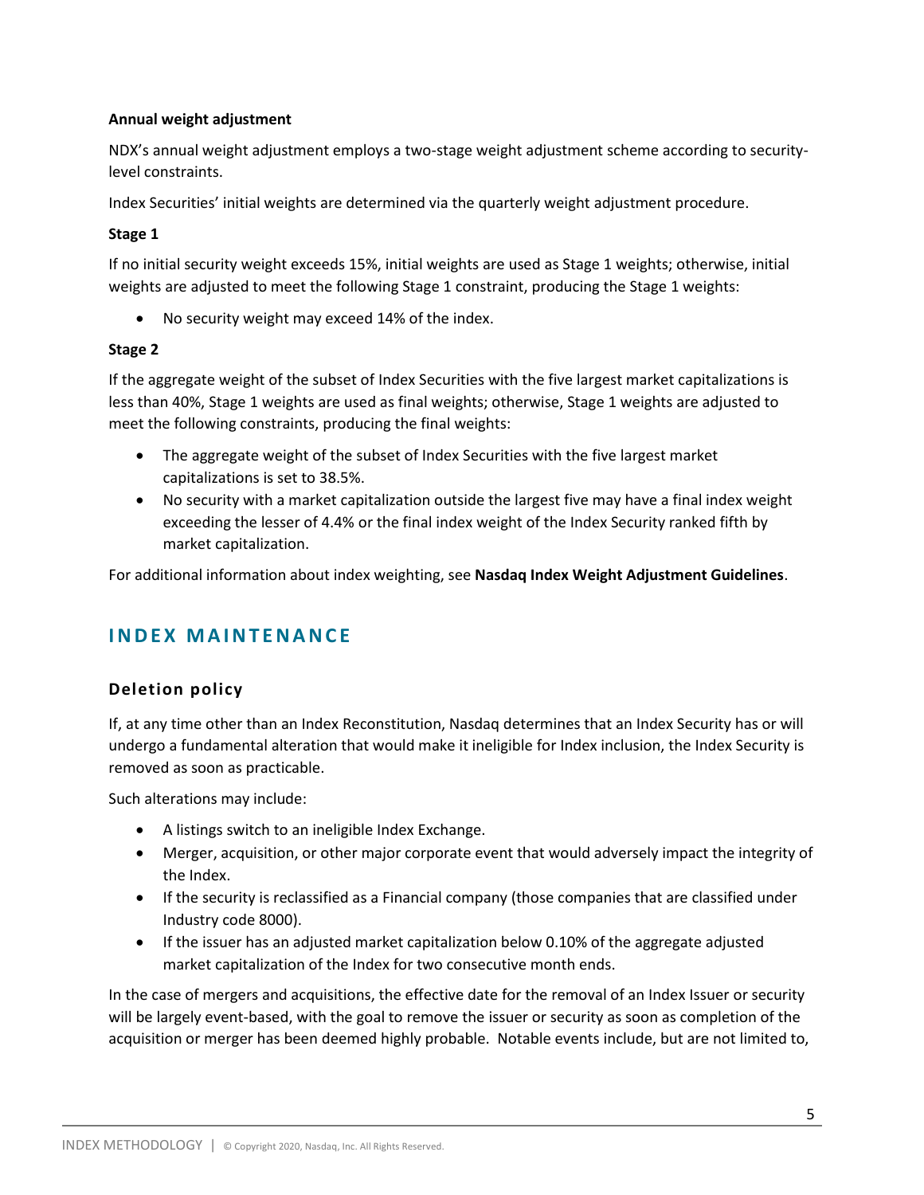**Annual weight adjustment**

NDX's annual weight adjustment employs a two-stage weight adjustment scheme according to security-level constraints.

Index Securities' initial weights are determined via the quarterly weight adjustment procedure.

**Stage 1**

If no initial security weight exceeds 15%, initial weights are used as Stage 1 weights; otherwise, initial weights are adjusted to meet the following Stage 1 constraint, producing the Stage 1 weights:

- No security weight may exceed 14% of the index.

**Stage 2**

If the aggregate weight of the subset of Index Securities with the five largest market capitalizations is less than 40%, Stage 1 weights are used as final weights; otherwise, Stage 1 weights are adjusted to meet the following constraints, producing the final weights:

- The aggregate weight of the subset of Index Securities with the five largest market capitalizations is set to 38.5%.
- No security with a market capitalization outside the largest five may have a final index weight exceeding the lesser of 4.4% or the final index weight of the Index Security ranked fifth by market capitalization.

For additional information about index weighting, see **Nasdaq Index Weight Adjustment Guidelines**.

## INDEX MAINTENANCE

### Deletion policy

If, at any time other than an Index Reconstitution, Nasdaq determines that an Index Security has or will undergo a fundamental alteration that would make it ineligible for Index inclusion, the Index Security is removed as soon as practicable.

Such alterations may include:

- A listings switch to an ineligible Index Exchange.
- Merger, acquisition, or other major corporate event that would adversely impact the integrity of the Index.
- If the security is reclassified as a Financial company (those companies that are classified under Industry code 8000).
- If the issuer has an adjusted market capitalization below 0.10% of the aggregate adjusted market capitalization of the Index for two consecutive month ends.

In the case of mergers and acquisitions, the effective date for the removal of an Index Issuer or security will be largely event-based, with the goal to remove the issuer or security as soon as completion of the acquisition or merger has been deemed highly probable. Notable events include, but are not limited to,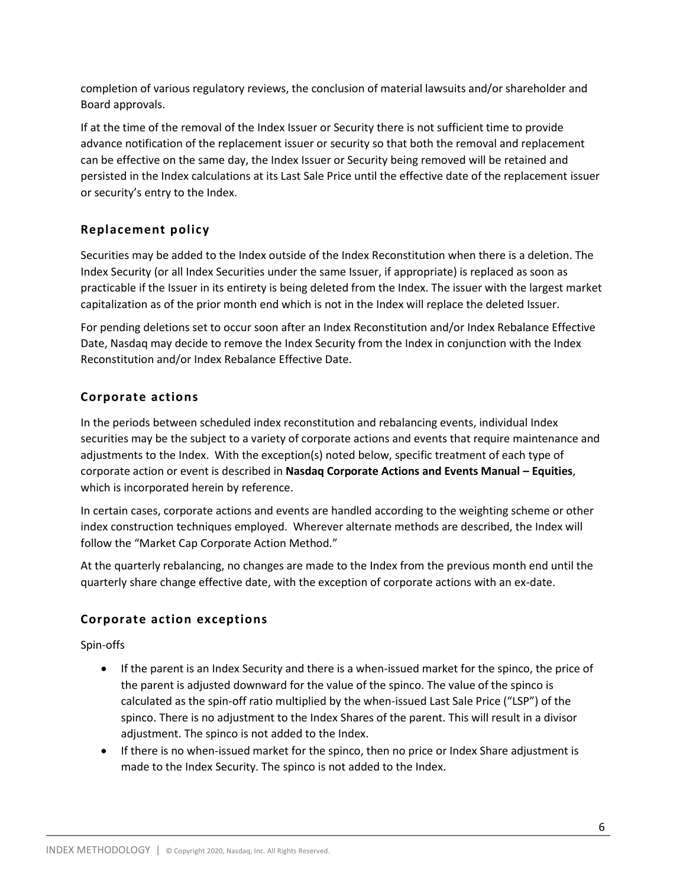completion of various regulatory reviews, the conclusion of material lawsuits and/or shareholder and Board approvals.

If at the time of the removal of the Index Issuer or Security there is not sufficient time to provide advance notification of the replacement issuer or security so that both the removal and replacement can be effective on the same day, the Index Issuer or Security being removed will be retained and persisted in the Index calculations at its Last Sale Price until the effective date of the replacement issuer or security's entry to the Index.

## Replacement policy

Securities may be added to the Index outside of the Index Reconstitution when there is a deletion. The Index Security (or all Index Securities under the same Issuer, if appropriate) is replaced as soon as practicable if the Issuer in its entirety is being deleted from the Index. The issuer with the largest market capitalization as of the prior month end which is not in the Index will replace the deleted Issuer.

For pending deletions set to occur soon after an Index Reconstitution and/or Index Rebalance Effective Date, Nasdaq may decide to remove the Index Security from the Index in conjunction with the Index Reconstitution and/or Index Rebalance Effective Date.

## Corporate actions

In the periods between scheduled index reconstitution and rebalancing events, individual Index securities may be the subject to a variety of corporate actions and events that require maintenance and adjustments to the Index. With the exception(s) noted below, specific treatment of each type of corporate action or event is described in **Nasdaq Corporate Actions and Events Manual – Equities**, which is incorporated herein by reference.

In certain cases, corporate actions and events are handled according to the weighting scheme or other index construction techniques employed. Wherever alternate methods are described, the Index will follow the "Market Cap Corporate Action Method."

At the quarterly rebalancing, no changes are made to the Index from the previous month end until the quarterly share change effective date, with the exception of corporate actions with an ex-date.

## Corporate action exceptions

Spin-offs

- If the parent is an Index Security and there is a when-issued market for the spinco, the price of the parent is adjusted downward for the value of the spinco. The value of the spinco is calculated as the spin-off ratio multiplied by the when-issued Last Sale Price ("LSP") of the spinco. There is no adjustment to the Index Shares of the parent. This will result in a divisor adjustment. The spinco is not added to the Index.
- If there is no when-issued market for the spinco, then no price or Index Share adjustment is made to the Index Security. The spinco is not added to the Index.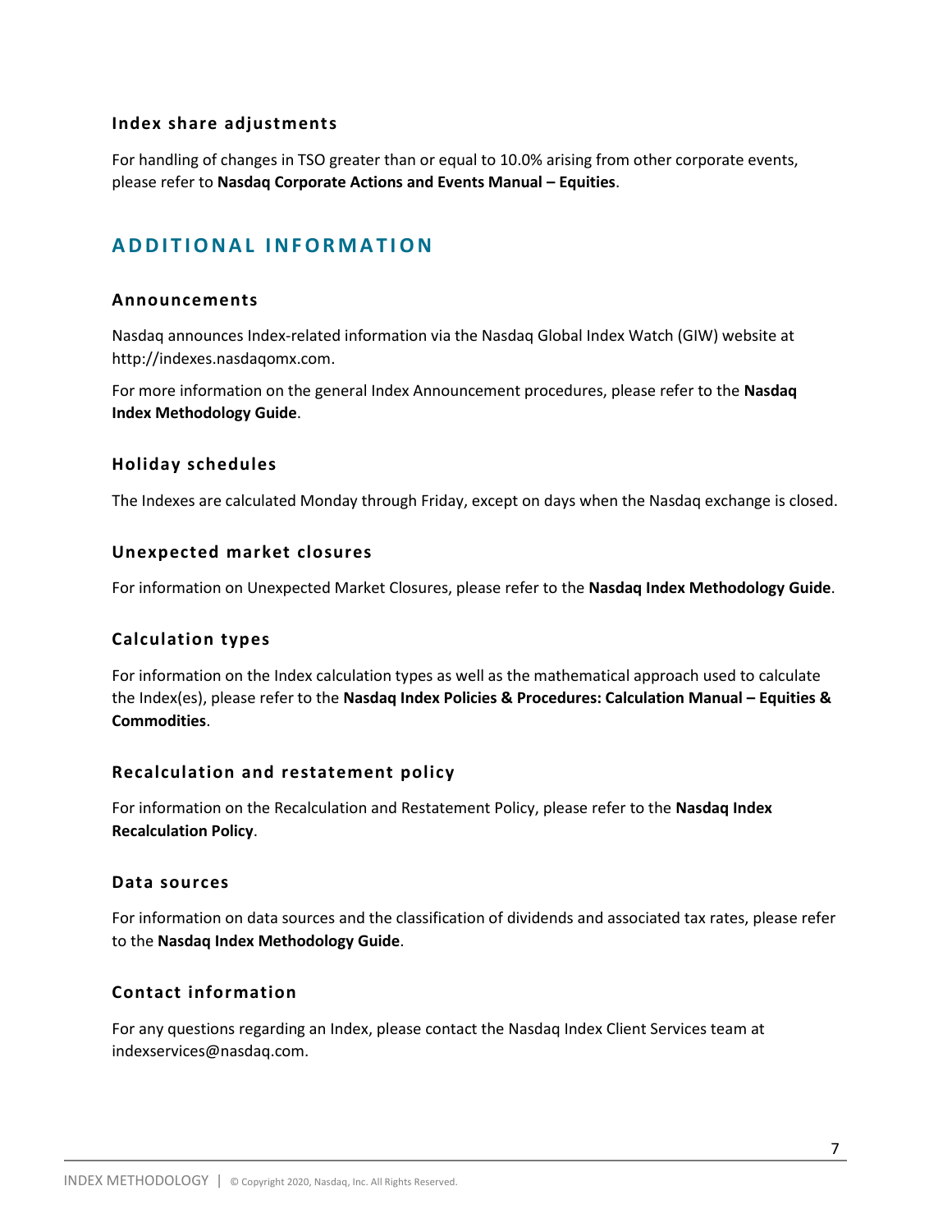### Index share adjustments

For handling of changes in TSO greater than or equal to 10.0% arising from other corporate events, please refer to **Nasdaq Corporate Actions and Events Manual – Equities**.

## ADDITIONAL INFORMATION

### Announcements

Nasdaq announces Index-related information via the Nasdaq Global Index Watch (GIW) website at http://indexes.nasdaqomx.com.

For more information on the general Index Announcement procedures, please refer to the **Nasdaq Index Methodology Guide**.

### Holiday schedules

The Indexes are calculated Monday through Friday, except on days when the Nasdaq exchange is closed.

### Unexpected market closures

For information on Unexpected Market Closures, please refer to the **Nasdaq Index Methodology Guide**.

### Calculation types

For information on the Index calculation types as well as the mathematical approach used to calculate the Index(es), please refer to the **Nasdaq Index Policies & Procedures: Calculation Manual – Equities & Commodities**.

### Recalculation and restatement policy

For information on the Recalculation and Restatement Policy, please refer to the **Nasdaq Index Recalculation Policy**.

### Data sources

For information on data sources and the classification of dividends and associated tax rates, please refer to the **Nasdaq Index Methodology Guide**.

### Contact information

For any questions regarding an Index, please contact the Nasdaq Index Client Services team at indexservices@nasdaq.com.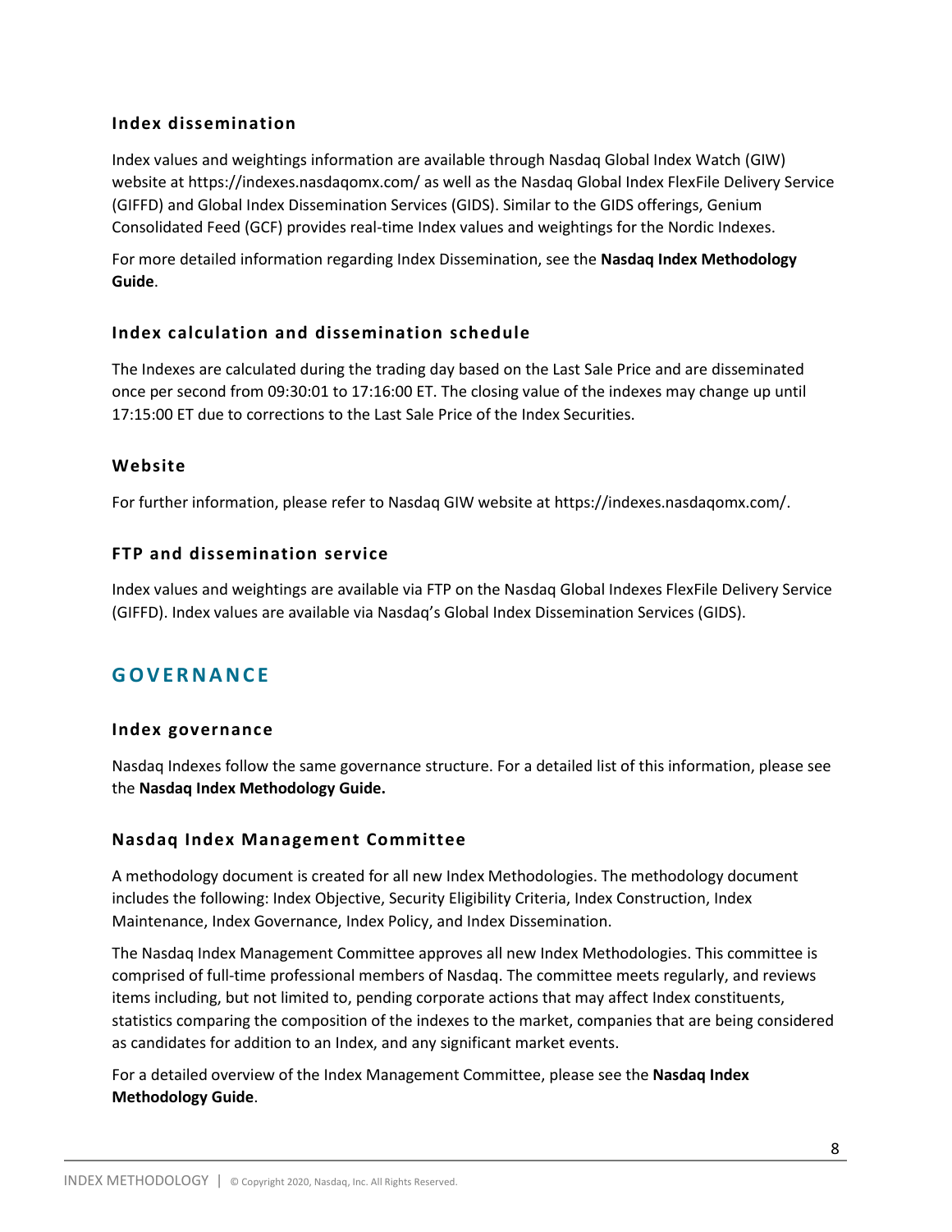### Index dissemination

Index values and weightings information are available through Nasdaq Global Index Watch (GIW) website at https://indexes.nasdaqomx.com/ as well as the Nasdaq Global Index FlexFile Delivery Service (GIFFD) and Global Index Dissemination Services (GIDS). Similar to the GIDS offerings, Genium Consolidated Feed (GCF) provides real-time Index values and weightings for the Nordic Indexes.

For more detailed information regarding Index Dissemination, see the **Nasdaq Index Methodology Guide**.

### Index calculation and dissemination schedule

The Indexes are calculated during the trading day based on the Last Sale Price and are disseminated once per second from 09:30:01 to 17:16:00 ET. The closing value of the indexes may change up until 17:15:00 ET due to corrections to the Last Sale Price of the Index Securities.

### Website

For further information, please refer to Nasdaq GIW website at https://indexes.nasdaqomx.com/.

### FTP and dissemination service

Index values and weightings are available via FTP on the Nasdaq Global Indexes FlexFile Delivery Service (GIFFD). Index values are available via Nasdaq's Global Index Dissemination Services (GIDS).

## GOVERNANCE

### Index governance

Nasdaq Indexes follow the same governance structure. For a detailed list of this information, please see the **Nasdaq Index Methodology Guide.**

### Nasdaq Index Management Committee

A methodology document is created for all new Index Methodologies. The methodology document includes the following: Index Objective, Security Eligibility Criteria, Index Construction, Index Maintenance, Index Governance, Index Policy, and Index Dissemination.

The Nasdaq Index Management Committee approves all new Index Methodologies. This committee is comprised of full-time professional members of Nasdaq. The committee meets regularly, and reviews items including, but not limited to, pending corporate actions that may affect Index constituents, statistics comparing the composition of the indexes to the market, companies that are being considered as candidates for addition to an Index, and any significant market events.

For a detailed overview of the Index Management Committee, please see the **Nasdaq Index Methodology Guide**.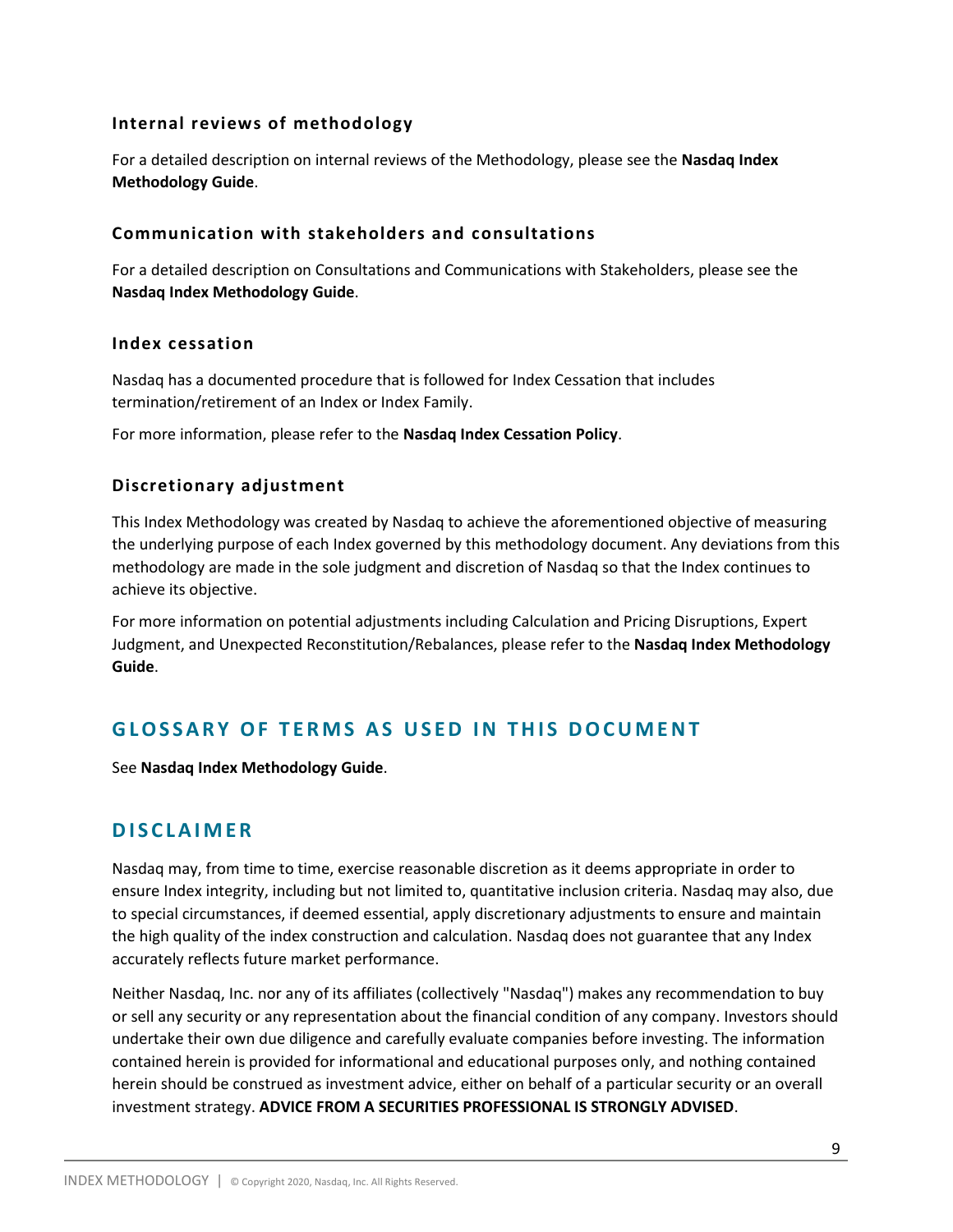### Internal reviews of methodology

For a detailed description on internal reviews of the Methodology, please see the **Nasdaq Index Methodology Guide**.

### Communication with stakeholders and consultations

For a detailed description on Consultations and Communications with Stakeholders, please see the **Nasdaq Index Methodology Guide**.

### Index cessation

Nasdaq has a documented procedure that is followed for Index Cessation that includes termination/retirement of an Index or Index Family.

For more information, please refer to the **Nasdaq Index Cessation Policy**.

### Discretionary adjustment

This Index Methodology was created by Nasdaq to achieve the aforementioned objective of measuring the underlying purpose of each Index governed by this methodology document. Any deviations from this methodology are made in the sole judgment and discretion of Nasdaq so that the Index continues to achieve its objective.

For more information on potential adjustments including Calculation and Pricing Disruptions, Expert Judgment, and Unexpected Reconstitution/Rebalances, please refer to the **Nasdaq Index Methodology Guide**.

## GLOSSARY OF TERMS AS USED IN THIS DOCUMENT

See **Nasdaq Index Methodology Guide**.

## DISCLAIMER

Nasdaq may, from time to time, exercise reasonable discretion as it deems appropriate in order to ensure Index integrity, including but not limited to, quantitative inclusion criteria. Nasdaq may also, due to special circumstances, if deemed essential, apply discretionary adjustments to ensure and maintain the high quality of the index construction and calculation. Nasdaq does not guarantee that any Index accurately reflects future market performance.

Neither Nasdaq, Inc. nor any of its affiliates (collectively "Nasdaq") makes any recommendation to buy or sell any security or any representation about the financial condition of any company. Investors should undertake their own due diligence and carefully evaluate companies before investing. The information contained herein is provided for informational and educational purposes only, and nothing contained herein should be construed as investment advice, either on behalf of a particular security or an overall investment strategy. **ADVICE FROM A SECURITIES PROFESSIONAL IS STRONGLY ADVISED**.